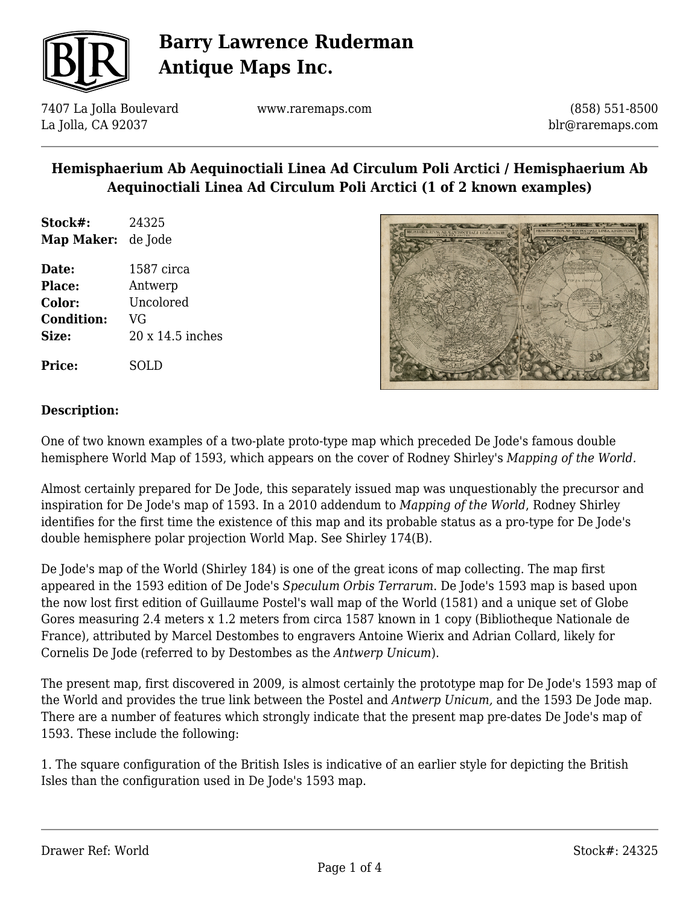# Barry Lawrence Ruderman Antique Maps Inc.

7407 La Jolla Boulevard
La Jolla, CA 92037

www.raremaps.com

(858) 551-8500
blr@raremaps.com

## Hemisphaerium Ab Aequinoctiali Linea Ad Circulum Poli Arctici / Hemisphaerium Ab Aequinoctiali Linea Ad Circulum Poli Arctici (1 of 2 known examples)

**Stock#:** 24325
**Map Maker:** de Jode

**Date:** 1587 circa
**Place:** Antwerp
**Color:** Uncolored
**Condition:** VG
**Size:** 20 x 14.5 inches

**Price:** SOLD

### Description:

One of two known examples of a two-plate proto-type map which preceded De Jode's famous double hemisphere World Map of 1593, which appears on the cover of Rodney Shirley's *Mapping of the World.*

Almost certainly prepared for De Jode, this separately issued map was unquestionably the precursor and inspiration for De Jode's map of 1593. In a 2010 addendum to *Mapping of the World*, Rodney Shirley identifies for the first time the existence of this map and its probable status as a pro-type for De Jode's double hemisphere polar projection World Map. See Shirley 174(B).

De Jode's map of the World (Shirley 184) is one of the great icons of map collecting. The map first appeared in the 1593 edition of De Jode's *Speculum Orbis Terrarum*. De Jode's 1593 map is based upon the now lost first edition of Guillaume Postel's wall map of the World (1581) and a unique set of Globe Gores measuring 2.4 meters x 1.2 meters from circa 1587 known in 1 copy (Bibliotheque Nationale de France), attributed by Marcel Destombes to engravers Antoine Wierix and Adrian Collard, likely for Cornelis De Jode (referred to by Destombes as the *Antwerp Unicum*).

The present map, first discovered in 2009, is almost certainly the prototype map for De Jode's 1593 map of the World and provides the true link between the Postel and *Antwerp Unicum,* and the 1593 De Jode map. There are a number of features which strongly indicate that the present map pre-dates De Jode's map of 1593. These include the following:

1. The square configuration of the British Isles is indicative of an earlier style for depicting the British Isles than the configuration used in De Jode's 1593 map.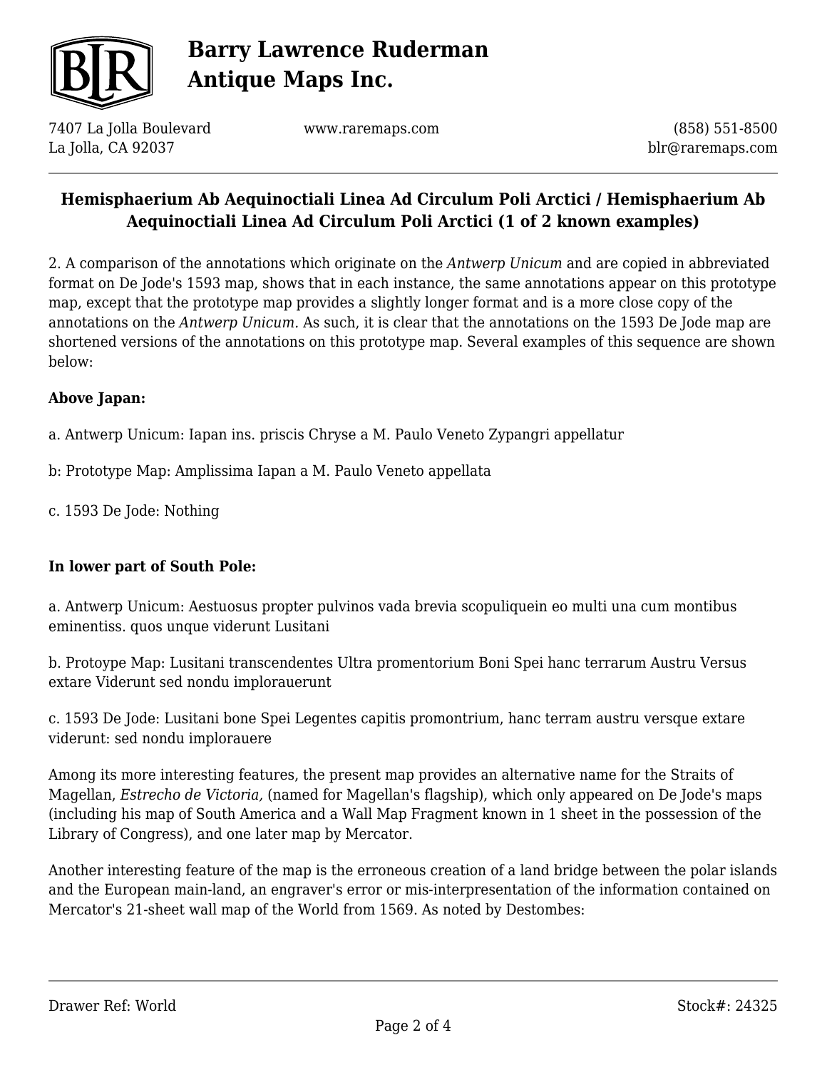## Hemisphaerium Ab Aequinoctiali Linea Ad Circulum Poli Arctici / Hemisphaerium Ab Aequinoctiali Linea Ad Circulum Poli Arctici (1 of 2 known examples)

2. A comparison of the annotations which originate on the *Antwerp Unicum* and are copied in abbreviated format on De Jode's 1593 map, shows that in each instance, the same annotations appear on this prototype map, except that the prototype map provides a slightly longer format and is a more close copy of the annotations on the *Antwerp Unicum.* As such, it is clear that the annotations on the 1593 De Jode map are shortened versions of the annotations on this prototype map. Several examples of this sequence are shown below:

**Above Japan:**

a. Antwerp Unicum: Iapan ins. priscis Chryse a M. Paulo Veneto Zypangri appellatur

b: Prototype Map: Amplissima Iapan a M. Paulo Veneto appellata

c. 1593 De Jode: Nothing

**In lower part of South Pole:**

a. Antwerp Unicum: Aestuosus propter pulvinos vada brevia scopuliquein eo multi una cum montibus eminentiss. quos unque viderunt Lusitani

b. Protoype Map: Lusitani transcendentes Ultra promentorium Boni Spei hanc terrarum Austru Versus extare Viderunt sed nondu implorauerunt

c. 1593 De Jode: Lusitani bone Spei Legentes capitis promontrium, hanc terram austru versque extare viderunt: sed nondu implorauere

Among its more interesting features, the present map provides an alternative name for the Straits of Magellan, *Estrecho de Victoria,* (named for Magellan's flagship), which only appeared on De Jode's maps (including his map of South America and a Wall Map Fragment known in 1 sheet in the possession of the Library of Congress), and one later map by Mercator.

Another interesting feature of the map is the erroneous creation of a land bridge between the polar islands and the European main-land, an engraver's error or mis-interpresentation of the information contained on Mercator's 21-sheet wall map of the World from 1569. As noted by Destombes: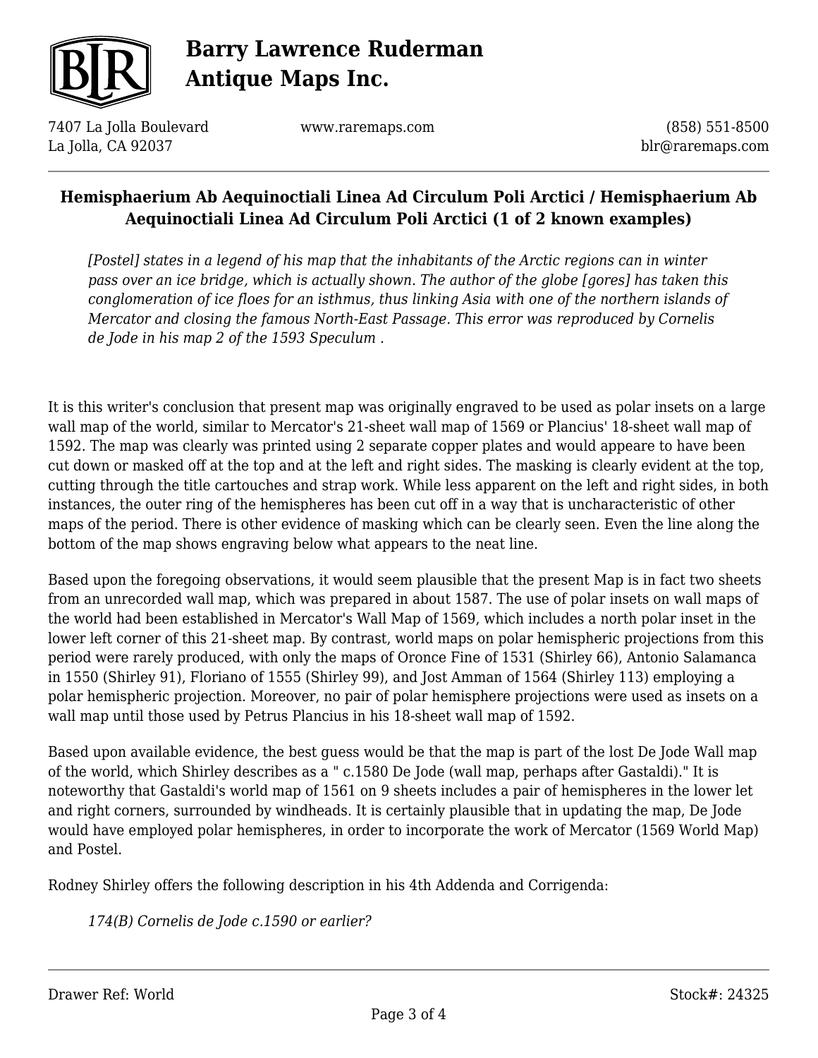## Hemisphaerium Ab Aequinoctiali Linea Ad Circulum Poli Arctici / Hemisphaerium Ab Aequinoctiali Linea Ad Circulum Poli Arctici (1 of 2 known examples)

> *[Postel] states in a legend of his map that the inhabitants of the Arctic regions can in winter pass over an ice bridge, which is actually shown. The author of the globe [gores] has taken this conglomeration of ice floes for an isthmus, thus linking Asia with one of the northern islands of Mercator and closing the famous North-East Passage. This error was reproduced by Cornelis de Jode in his map 2 of the 1593 Speculum .*

It is this writer's conclusion that present map was originally engraved to be used as polar insets on a large wall map of the world, similar to Mercator's 21-sheet wall map of 1569 or Plancius' 18-sheet wall map of 1592. The map was clearly was printed using 2 separate copper plates and would appeare to have been cut down or masked off at the top and at the left and right sides. The masking is clearly evident at the top, cutting through the title cartouches and strap work. While less apparent on the left and right sides, in both instances, the outer ring of the hemispheres has been cut off in a way that is uncharacteristic of other maps of the period. There is other evidence of masking which can be clearly seen. Even the line along the bottom of the map shows engraving below what appears to the neat line.

Based upon the foregoing observations, it would seem plausible that the present Map is in fact two sheets from an unrecorded wall map, which was prepared in about 1587. The use of polar insets on wall maps of the world had been established in Mercator's Wall Map of 1569, which includes a north polar inset in the lower left corner of this 21-sheet map. By contrast, world maps on polar hemispheric projections from this period were rarely produced, with only the maps of Oronce Fine of 1531 (Shirley 66), Antonio Salamanca in 1550 (Shirley 91), Floriano of 1555 (Shirley 99), and Jost Amman of 1564 (Shirley 113) employing a polar hemispheric projection. Moreover, no pair of polar hemisphere projections were used as insets on a wall map until those used by Petrus Plancius in his 18-sheet wall map of 1592.

Based upon available evidence, the best guess would be that the map is part of the lost De Jode Wall map of the world, which Shirley describes as a " c.1580 De Jode (wall map, perhaps after Gastaldi)." It is noteworthy that Gastaldi's world map of 1561 on 9 sheets includes a pair of hemispheres in the lower let and right corners, surrounded by windheads. It is certainly plausible that in updating the map, De Jode would have employed polar hemispheres, in order to incorporate the work of Mercator (1569 World Map) and Postel.

Rodney Shirley offers the following description in his 4th Addenda and Corrigenda:

> *174(B) Cornelis de Jode c.1590 or earlier?*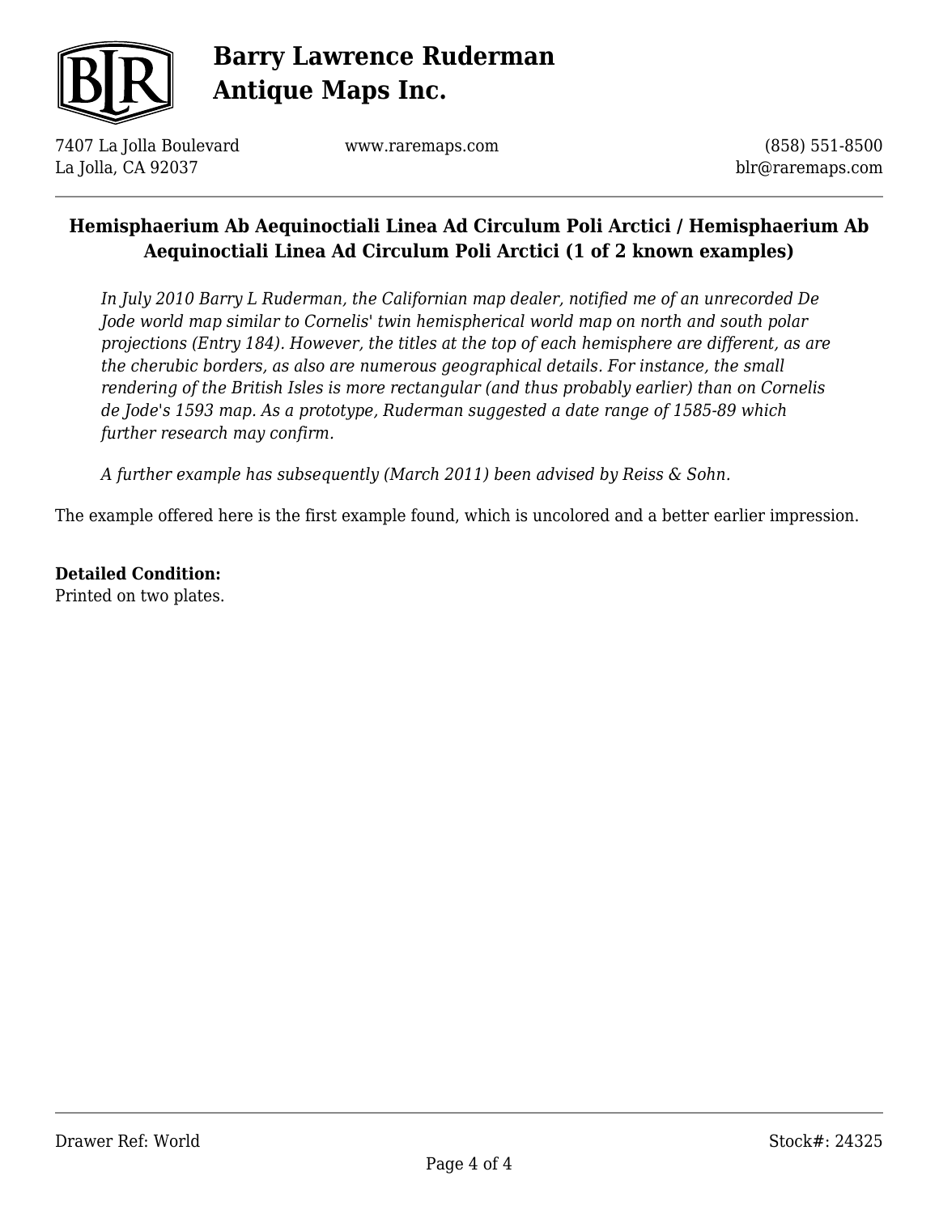**Hemisphaerium Ab Aequinoctiali Linea Ad Circulum Poli Arctici / Hemisphaerium Ab Aequinoctiali Linea Ad Circulum Poli Arctici (1 of 2 known examples)**

> *In July 2010 Barry L Ruderman, the Californian map dealer, notified me of an unrecorded De Jode world map similar to Cornelis' twin hemispherical world map on north and south polar projections (Entry 184). However, the titles at the top of each hemisphere are different, as are the cherubic borders, as also are numerous geographical details. For instance, the small rendering of the British Isles is more rectangular (and thus probably earlier) than on Cornelis de Jode's 1593 map. As a prototype, Ruderman suggested a date range of 1585-89 which further research may confirm.*
>
> *A further example has subsequently (March 2011) been advised by Reiss & Sohn.*

The example offered here is the first example found, which is uncolored and a better earlier impression.

**Detailed Condition:**
Printed on two plates.